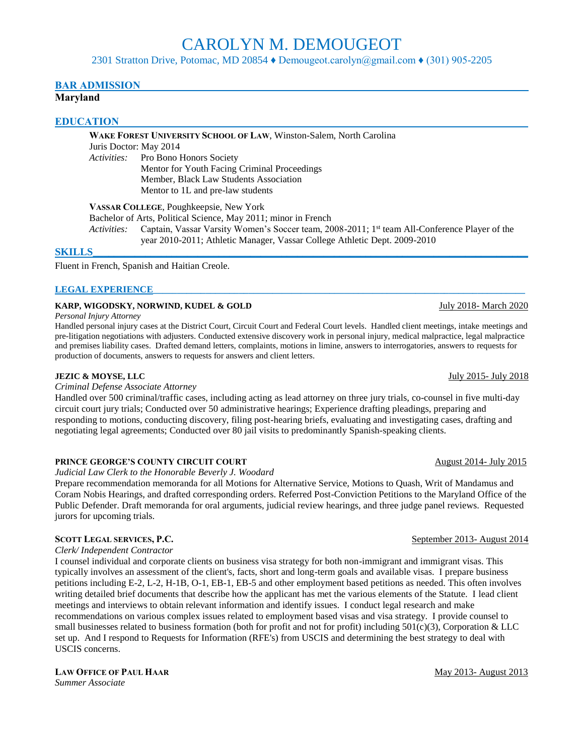# CAROLYN M. DEMOUGEOT

2301 Stratton Drive, Potomac, MD 20854 ♦ Demougeot.carolyn@gmail.com ♦ (301) 905-2205

## BAR ADMISSION

**Maryland**

## EDUCATION

**WAKE FOREST UNIVERSITY SCHOOL OF LAW**, Winston-Salem, North Carolina
Juris Doctor: May 2014
*Activities:* Pro Bono Honors Society
Mentor for Youth Facing Criminal Proceedings
Member, Black Law Students Association
Mentor to 1L and pre-law students

**VASSAR COLLEGE**, Poughkeepsie, New York
Bachelor of Arts, Political Science, May 2011; minor in French
*Activities:* Captain, Vassar Varsity Women's Soccer team, 2008-2011; 1st team All-Conference Player of the year 2010-2011; Athletic Manager, Vassar College Athletic Dept. 2009-2010

## SKILLS

Fluent in French, Spanish and Haitian Creole.

## LEGAL EXPERIENCE

**KARP, WIGODSKY, NORWIND, KUDEL & GOLD** — July 2018- March 2020
*Personal Injury Attorney*
Handled personal injury cases at the District Court, Circuit Court and Federal Court levels. Handled client meetings, intake meetings and pre-litigation negotiations with adjusters. Conducted extensive discovery work in personal injury, medical malpractice, legal malpractice and premises liability cases. Drafted demand letters, complaints, motions in limine, answers to interrogatories, answers to requests for production of documents, answers to requests for answers and client letters.

**JEZIC & MOYSE, LLC** — July 2015- July 2018
*Criminal Defense Associate Attorney*
Handled over 500 criminal/traffic cases, including acting as lead attorney on three jury trials, co-counsel in five multi-day circuit court jury trials; Conducted over 50 administrative hearings; Experience drafting pleadings, preparing and responding to motions, conducting discovery, filing post-hearing briefs, evaluating and investigating cases, drafting and negotiating legal agreements; Conducted over 80 jail visits to predominantly Spanish-speaking clients.

**PRINCE GEORGE'S COUNTY CIRCUIT COURT** — August 2014- July 2015
*Judicial Law Clerk to the Honorable Beverly J. Woodard*
Prepare recommendation memoranda for all Motions for Alternative Service, Motions to Quash, Writ of Mandamus and Coram Nobis Hearings, and drafted corresponding orders. Referred Post-Conviction Petitions to the Maryland Office of the Public Defender. Draft memoranda for oral arguments, judicial review hearings, and three judge panel reviews. Requested jurors for upcoming trials.

**SCOTT LEGAL SERVICES, P.C.** — September 2013- August 2014
*Clerk/ Independent Contractor*
I counsel individual and corporate clients on business visa strategy for both non-immigrant and immigrant visas. This typically involves an assessment of the client's, facts, short and long-term goals and available visas. I prepare business petitions including E-2, L-2, H-1B, O-1, EB-1, EB-5 and other employment based petitions as needed. This often involves writing detailed brief documents that describe how the applicant has met the various elements of the Statute. I lead client meetings and interviews to obtain relevant information and identify issues. I conduct legal research and make recommendations on various complex issues related to employment based visas and visa strategy. I provide counsel to small businesses related to business formation (both for profit and not for profit) including 501(c)(3), Corporation & LLC set up. And I respond to Requests for Information (RFE's) from USCIS and determining the best strategy to deal with USCIS concerns.

**LAW OFFICE OF PAUL HAAR** — May 2013- August 2013
*Summer Associate*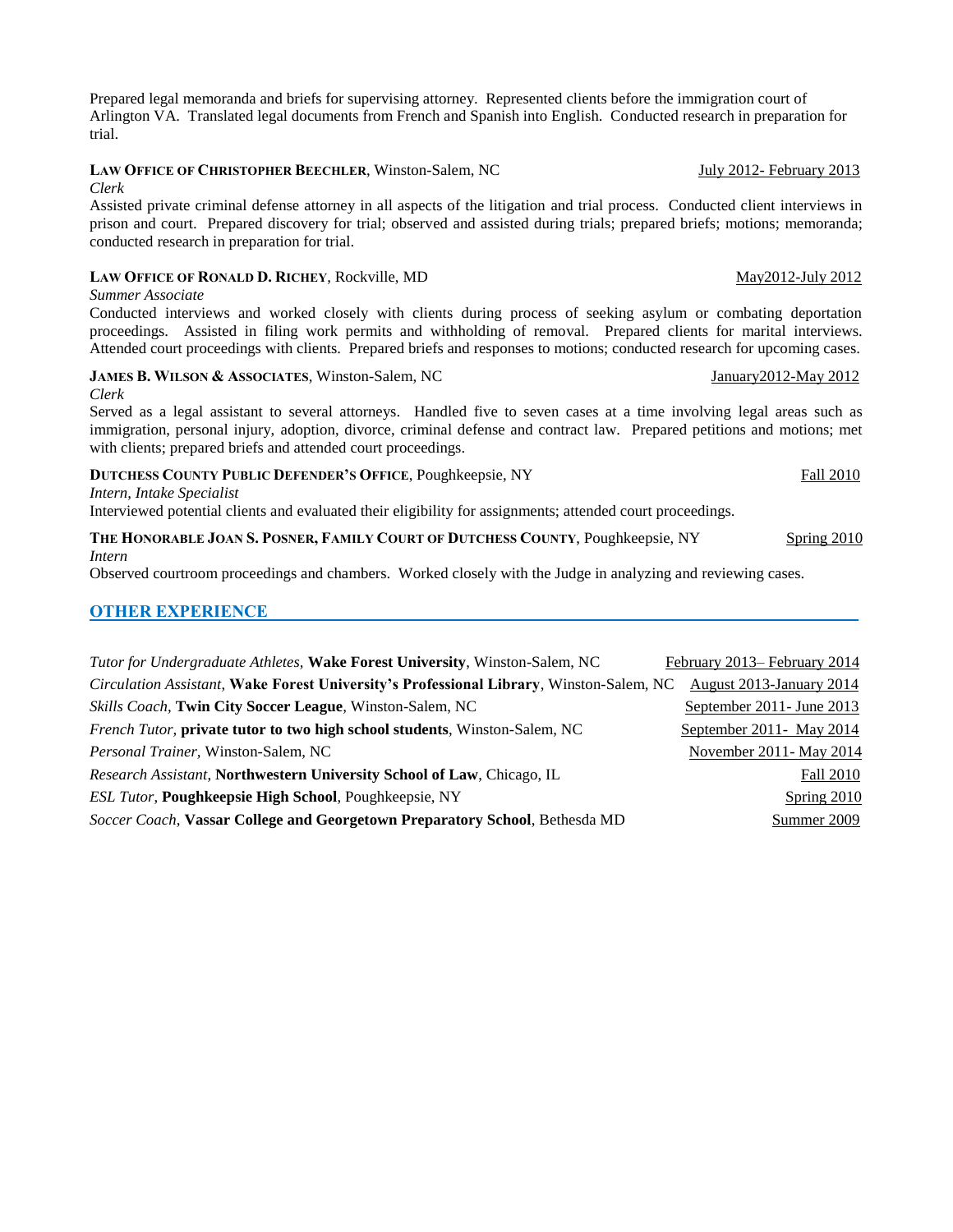Prepared legal memoranda and briefs for supervising attorney. Represented clients before the immigration court of Arlington VA. Translated legal documents from French and Spanish into English. Conducted research in preparation for trial.

**LAW OFFICE OF CHRISTOPHER BEECHLER**, Winston-Salem, NC July 2012- February 2013
*Clerk*
Assisted private criminal defense attorney in all aspects of the litigation and trial process. Conducted client interviews in prison and court. Prepared discovery for trial; observed and assisted during trials; prepared briefs; motions; memoranda; conducted research in preparation for trial.

**LAW OFFICE OF RONALD D. RICHEY**, Rockville, MD May2012-July 2012
*Summer Associate*
Conducted interviews and worked closely with clients during process of seeking asylum or combating deportation proceedings. Assisted in filing work permits and withholding of removal. Prepared clients for marital interviews. Attended court proceedings with clients. Prepared briefs and responses to motions; conducted research for upcoming cases.

**JAMES B. WILSON & ASSOCIATES**, Winston-Salem, NC January2012-May 2012
*Clerk*
Served as a legal assistant to several attorneys. Handled five to seven cases at a time involving legal areas such as immigration, personal injury, adoption, divorce, criminal defense and contract law. Prepared petitions and motions; met with clients; prepared briefs and attended court proceedings.

**DUTCHESS COUNTY PUBLIC DEFENDER'S OFFICE**, Poughkeepsie, NY Fall 2010
*Intern, Intake Specialist*
Interviewed potential clients and evaluated their eligibility for assignments; attended court proceedings.

**THE HONORABLE JOAN S. POSNER, FAMILY COURT OF DUTCHESS COUNTY**, Poughkeepsie, NY Spring 2010
*Intern*
Observed courtroom proceedings and chambers. Worked closely with the Judge in analyzing and reviewing cases.

## OTHER EXPERIENCE

*Tutor for Undergraduate Athletes,* **Wake Forest University**, Winston-Salem, NC February 2013– February 2014
*Circulation Assistant,* **Wake Forest University's Professional Library**, Winston-Salem, NC August 2013-January 2014
*Skills Coach,* **Twin City Soccer League**, Winston-Salem, NC September 2011- June 2013
*French Tutor,* **private tutor to two high school students**, Winston-Salem, NC September 2011- May 2014
*Personal Trainer,* Winston-Salem, NC November 2011- May 2014
*Research Assistant,* **Northwestern University School of Law**, Chicago, IL Fall 2010
*ESL Tutor,* **Poughkeepsie High School**, Poughkeepsie, NY Spring 2010
*Soccer Coach,* **Vassar College and Georgetown Preparatory School**, Bethesda MD Summer 2009